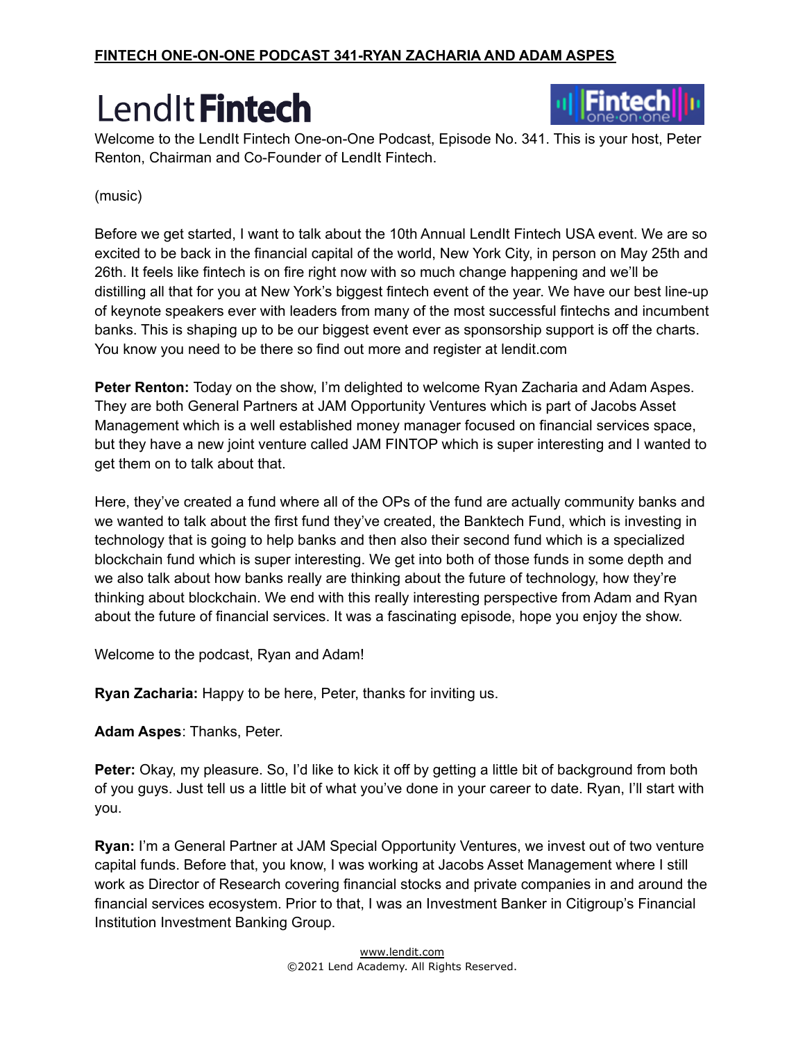**FINTECH ONE-ON-ONE PODCAST 341-RYAN ZACHARIA AND ADAM ASPES**

LendIt **Fintech**

Welcome to the LendIt Fintech One-on-One Podcast, Episode No. 341. This is your host, Peter Renton, Chairman and Co-Founder of LendIt Fintech.

(music)

Before we get started, I want to talk about the 10th Annual LendIt Fintech USA event. We are so excited to be back in the financial capital of the world, New York City, in person on May 25th and 26th. It feels like fintech is on fire right now with so much change happening and we'll be distilling all that for you at New York's biggest fintech event of the year. We have our best line-up of keynote speakers ever with leaders from many of the most successful fintechs and incumbent banks. This is shaping up to be our biggest event ever as sponsorship support is off the charts. You know you need to be there so find out more and register at lendit.com

**Peter Renton:** Today on the show, I'm delighted to welcome Ryan Zacharia and Adam Aspes. They are both General Partners at JAM Opportunity Ventures which is part of Jacobs Asset Management which is a well established money manager focused on financial services space, but they have a new joint venture called JAM FINTOP which is super interesting and I wanted to get them on to talk about that.

Here, they've created a fund where all of the OPs of the fund are actually community banks and we wanted to talk about the first fund they've created, the Banktech Fund, which is investing in technology that is going to help banks and then also their second fund which is a specialized blockchain fund which is super interesting. We get into both of those funds in some depth and we also talk about how banks really are thinking about the future of technology, how they're thinking about blockchain. We end with this really interesting perspective from Adam and Ryan about the future of financial services. It was a fascinating episode, hope you enjoy the show.

Welcome to the podcast, Ryan and Adam!

**Ryan Zacharia:** Happy to be here, Peter, thanks for inviting us.

**Adam Aspes**: Thanks, Peter.

**Peter:** Okay, my pleasure. So, I'd like to kick it off by getting a little bit of background from both of you guys. Just tell us a little bit of what you've done in your career to date. Ryan, I'll start with you.

**Ryan:** I'm a General Partner at JAM Special Opportunity Ventures, we invest out of two venture capital funds. Before that, you know, I was working at Jacobs Asset Management where I still work as Director of Research covering financial stocks and private companies in and around the financial services ecosystem. Prior to that, I was an Investment Banker in Citigroup's Financial Institution Investment Banking Group.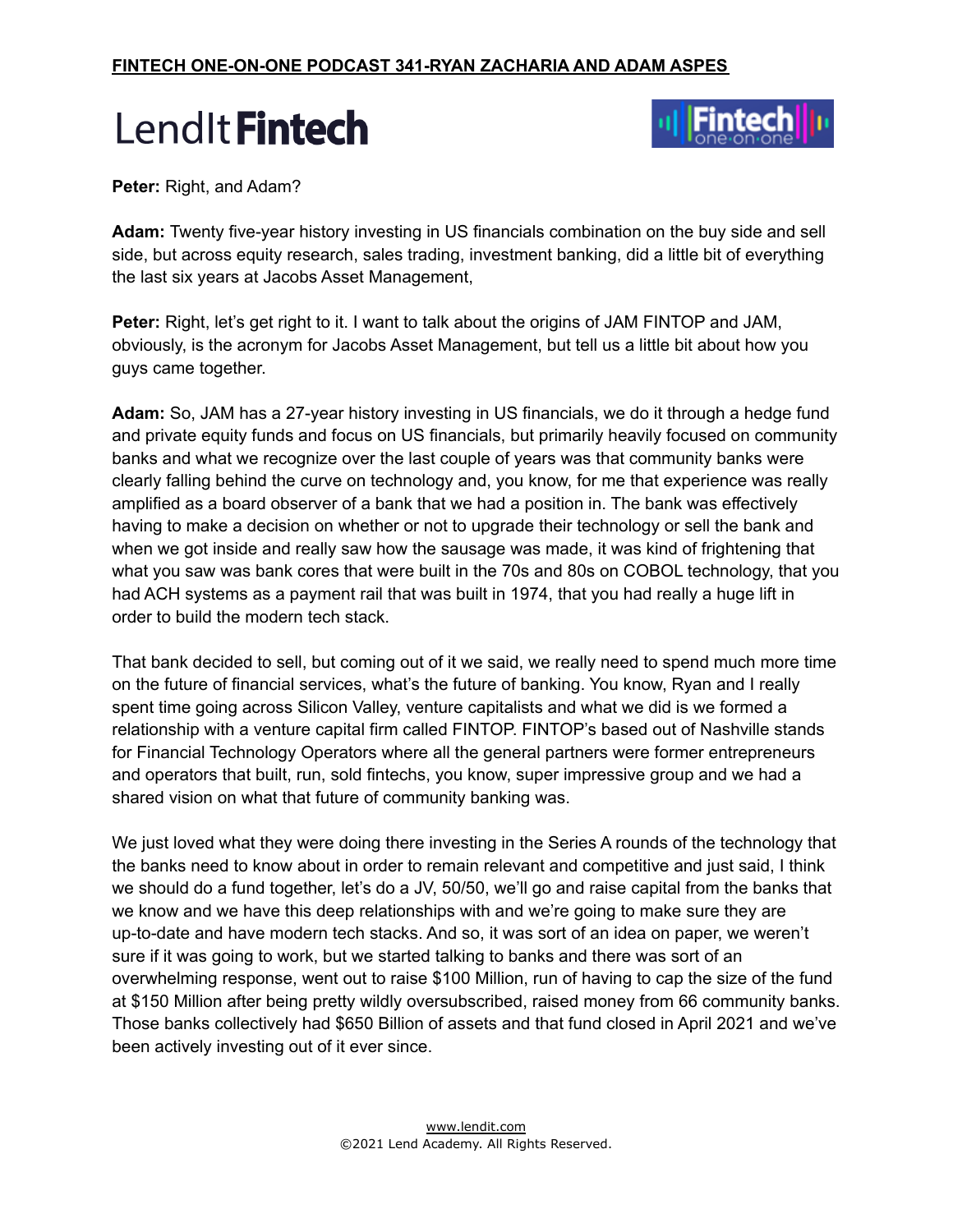**Peter:** Right, and Adam?

**Adam:** Twenty five-year history investing in US financials combination on the buy side and sell side, but across equity research, sales trading, investment banking, did a little bit of everything the last six years at Jacobs Asset Management,

**Peter:** Right, let's get right to it. I want to talk about the origins of JAM FINTOP and JAM, obviously, is the acronym for Jacobs Asset Management, but tell us a little bit about how you guys came together.

**Adam:** So, JAM has a 27-year history investing in US financials, we do it through a hedge fund and private equity funds and focus on US financials, but primarily heavily focused on community banks and what we recognize over the last couple of years was that community banks were clearly falling behind the curve on technology and, you know, for me that experience was really amplified as a board observer of a bank that we had a position in. The bank was effectively having to make a decision on whether or not to upgrade their technology or sell the bank and when we got inside and really saw how the sausage was made, it was kind of frightening that what you saw was bank cores that were built in the 70s and 80s on COBOL technology, that you had ACH systems as a payment rail that was built in 1974, that you had really a huge lift in order to build the modern tech stack.

That bank decided to sell, but coming out of it we said, we really need to spend much more time on the future of financial services, what's the future of banking. You know, Ryan and I really spent time going across Silicon Valley, venture capitalists and what we did is we formed a relationship with a venture capital firm called FINTOP. FINTOP's based out of Nashville stands for Financial Technology Operators where all the general partners were former entrepreneurs and operators that built, run, sold fintechs, you know, super impressive group and we had a shared vision on what that future of community banking was.

We just loved what they were doing there investing in the Series A rounds of the technology that the banks need to know about in order to remain relevant and competitive and just said, I think we should do a fund together, let's do a JV, 50/50, we'll go and raise capital from the banks that we know and we have this deep relationships with and we're going to make sure they are up-to-date and have modern tech stacks. And so, it was sort of an idea on paper, we weren't sure if it was going to work, but we started talking to banks and there was sort of an overwhelming response, went out to raise $100 Million, run of having to cap the size of the fund at $150 Million after being pretty wildly oversubscribed, raised money from 66 community banks. Those banks collectively had $650 Billion of assets and that fund closed in April 2021 and we've been actively investing out of it ever since.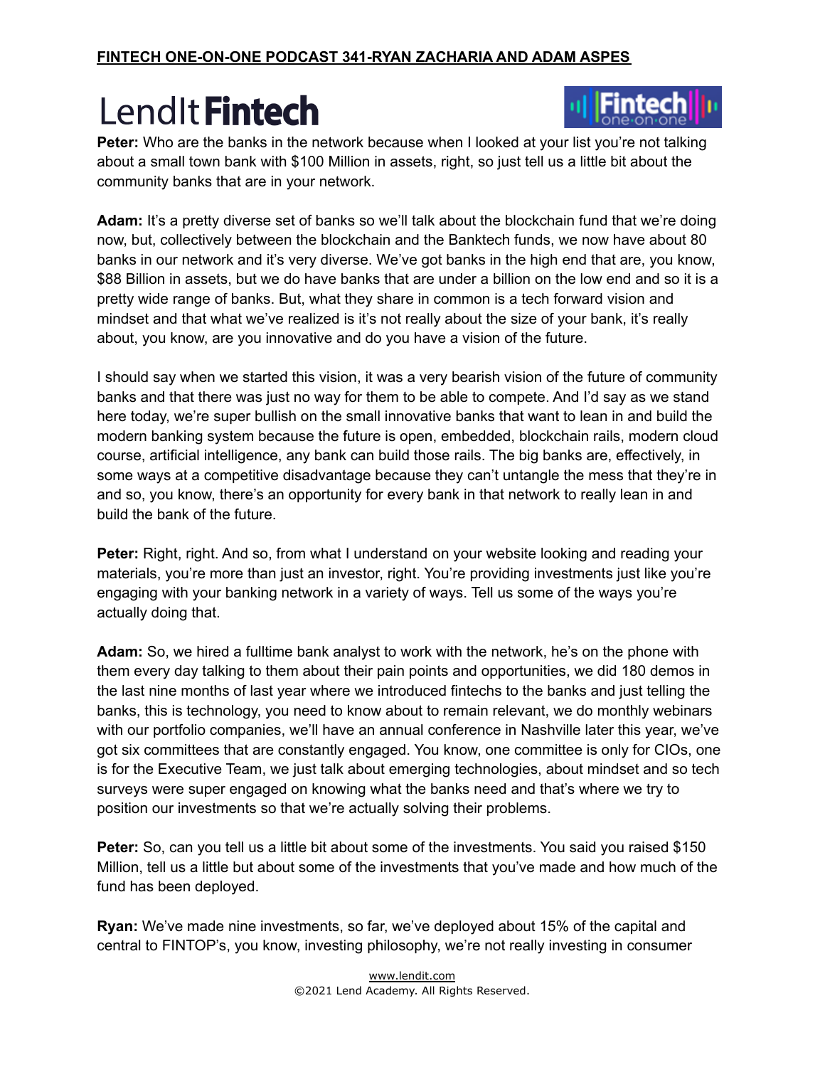**Peter:** Who are the banks in the network because when I looked at your list you're not talking about a small town bank with $100 Million in assets, right, so just tell us a little bit about the community banks that are in your network.

**Adam:** It's a pretty diverse set of banks so we'll talk about the blockchain fund that we're doing now, but, collectively between the blockchain and the Banktech funds, we now have about 80 banks in our network and it's very diverse. We've got banks in the high end that are, you know, $88 Billion in assets, but we do have banks that are under a billion on the low end and so it is a pretty wide range of banks. But, what they share in common is a tech forward vision and mindset and that what we've realized is it's not really about the size of your bank, it's really about, you know, are you innovative and do you have a vision of the future.

I should say when we started this vision, it was a very bearish vision of the future of community banks and that there was just no way for them to be able to compete. And I'd say as we stand here today, we're super bullish on the small innovative banks that want to lean in and build the modern banking system because the future is open, embedded, blockchain rails, modern cloud course, artificial intelligence, any bank can build those rails. The big banks are, effectively, in some ways at a competitive disadvantage because they can't untangle the mess that they're in and so, you know, there's an opportunity for every bank in that network to really lean in and build the bank of the future.

**Peter:** Right, right. And so, from what I understand on your website looking and reading your materials, you're more than just an investor, right. You're providing investments just like you're engaging with your banking network in a variety of ways. Tell us some of the ways you're actually doing that.

**Adam:** So, we hired a fulltime bank analyst to work with the network, he's on the phone with them every day talking to them about their pain points and opportunities, we did 180 demos in the last nine months of last year where we introduced fintechs to the banks and just telling the banks, this is technology, you need to know about to remain relevant, we do monthly webinars with our portfolio companies, we'll have an annual conference in Nashville later this year, we've got six committees that are constantly engaged. You know, one committee is only for CIOs, one is for the Executive Team, we just talk about emerging technologies, about mindset and so tech surveys were super engaged on knowing what the banks need and that's where we try to position our investments so that we're actually solving their problems.

**Peter:** So, can you tell us a little bit about some of the investments. You said you raised $150 Million, tell us a little but about some of the investments that you've made and how much of the fund has been deployed.

**Ryan:** We've made nine investments, so far, we've deployed about 15% of the capital and central to FINTOP's, you know, investing philosophy, we're not really investing in consumer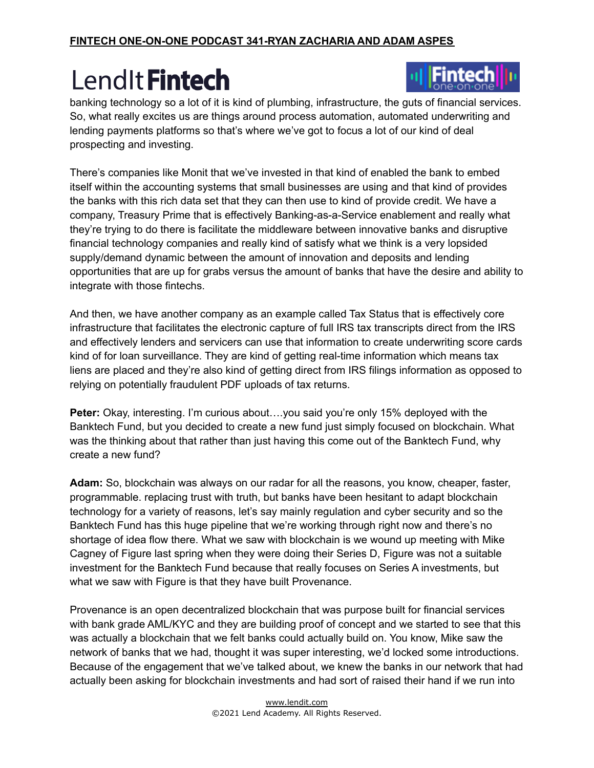banking technology so a lot of it is kind of plumbing, infrastructure, the guts of financial services. So, what really excites us are things around process automation, automated underwriting and lending payments platforms so that's where we've got to focus a lot of our kind of deal prospecting and investing.

There's companies like Monit that we've invested in that kind of enabled the bank to embed itself within the accounting systems that small businesses are using and that kind of provides the banks with this rich data set that they can then use to kind of provide credit. We have a company, Treasury Prime that is effectively Banking-as-a-Service enablement and really what they're trying to do there is facilitate the middleware between innovative banks and disruptive financial technology companies and really kind of satisfy what we think is a very lopsided supply/demand dynamic between the amount of innovation and deposits and lending opportunities that are up for grabs versus the amount of banks that have the desire and ability to integrate with those fintechs.

And then, we have another company as an example called Tax Status that is effectively core infrastructure that facilitates the electronic capture of full IRS tax transcripts direct from the IRS and effectively lenders and servicers can use that information to create underwriting score cards kind of for loan surveillance. They are kind of getting real-time information which means tax liens are placed and they're also kind of getting direct from IRS filings information as opposed to relying on potentially fraudulent PDF uploads of tax returns.

**Peter:** Okay, interesting. I'm curious about….you said you're only 15% deployed with the Banktech Fund, but you decided to create a new fund just simply focused on blockchain. What was the thinking about that rather than just having this come out of the Banktech Fund, why create a new fund?

**Adam:** So, blockchain was always on our radar for all the reasons, you know, cheaper, faster, programmable. replacing trust with truth, but banks have been hesitant to adapt blockchain technology for a variety of reasons, let's say mainly regulation and cyber security and so the Banktech Fund has this huge pipeline that we're working through right now and there's no shortage of idea flow there. What we saw with blockchain is we wound up meeting with Mike Cagney of Figure last spring when they were doing their Series D, Figure was not a suitable investment for the Banktech Fund because that really focuses on Series A investments, but what we saw with Figure is that they have built Provenance.

Provenance is an open decentralized blockchain that was purpose built for financial services with bank grade AML/KYC and they are building proof of concept and we started to see that this was actually a blockchain that we felt banks could actually build on. You know, Mike saw the network of banks that we had, thought it was super interesting, we'd locked some introductions. Because of the engagement that we've talked about, we knew the banks in our network that had actually been asking for blockchain investments and had sort of raised their hand if we run into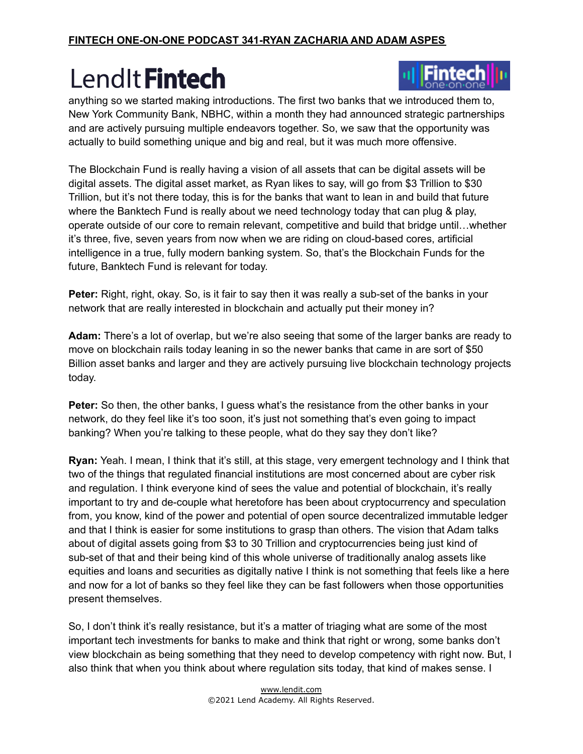anything so we started making introductions. The first two banks that we introduced them to, New York Community Bank, NBHC, within a month they had announced strategic partnerships and are actively pursuing multiple endeavors together. So, we saw that the opportunity was actually to build something unique and big and real, but it was much more offensive.

The Blockchain Fund is really having a vision of all assets that can be digital assets will be digital assets. The digital asset market, as Ryan likes to say, will go from $3 Trillion to $30 Trillion, but it's not there today, this is for the banks that want to lean in and build that future where the Banktech Fund is really about we need technology today that can plug & play, operate outside of our core to remain relevant, competitive and build that bridge until…whether it's three, five, seven years from now when we are riding on cloud-based cores, artificial intelligence in a true, fully modern banking system. So, that's the Blockchain Funds for the future, Banktech Fund is relevant for today.

**Peter:** Right, right, okay. So, is it fair to say then it was really a sub-set of the banks in your network that are really interested in blockchain and actually put their money in?

**Adam:** There's a lot of overlap, but we're also seeing that some of the larger banks are ready to move on blockchain rails today leaning in so the newer banks that came in are sort of $50 Billion asset banks and larger and they are actively pursuing live blockchain technology projects today.

**Peter:** So then, the other banks, I guess what's the resistance from the other banks in your network, do they feel like it's too soon, it's just not something that's even going to impact banking? When you're talking to these people, what do they say they don't like?

**Ryan:** Yeah. I mean, I think that it's still, at this stage, very emergent technology and I think that two of the things that regulated financial institutions are most concerned about are cyber risk and regulation. I think everyone kind of sees the value and potential of blockchain, it's really important to try and de-couple what heretofore has been about cryptocurrency and speculation from, you know, kind of the power and potential of open source decentralized immutable ledger and that I think is easier for some institutions to grasp than others. The vision that Adam talks about of digital assets going from $3 to 30 Trillion and cryptocurrencies being just kind of sub-set of that and their being kind of this whole universe of traditionally analog assets like equities and loans and securities as digitally native I think is not something that feels like a here and now for a lot of banks so they feel like they can be fast followers when those opportunities present themselves.

So, I don't think it's really resistance, but it's a matter of triaging what are some of the most important tech investments for banks to make and think that right or wrong, some banks don't view blockchain as being something that they need to develop competency with right now. But, I also think that when you think about where regulation sits today, that kind of makes sense. I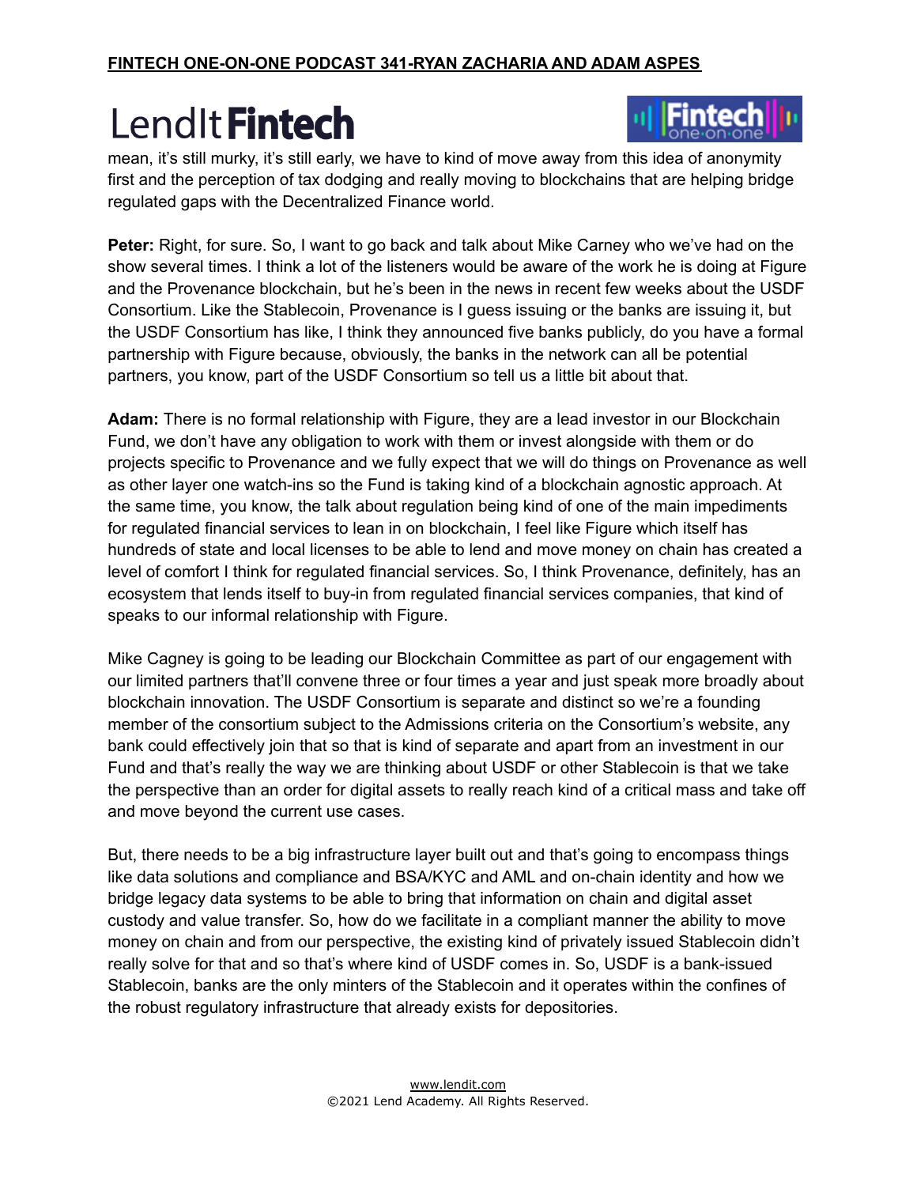mean, it's still murky, it's still early, we have to kind of move away from this idea of anonymity first and the perception of tax dodging and really moving to blockchains that are helping bridge regulated gaps with the Decentralized Finance world.

**Peter:** Right, for sure. So, I want to go back and talk about Mike Carney who we've had on the show several times. I think a lot of the listeners would be aware of the work he is doing at Figure and the Provenance blockchain, but he's been in the news in recent few weeks about the USDF Consortium. Like the Stablecoin, Provenance is I guess issuing or the banks are issuing it, but the USDF Consortium has like, I think they announced five banks publicly, do you have a formal partnership with Figure because, obviously, the banks in the network can all be potential partners, you know, part of the USDF Consortium so tell us a little bit about that.

**Adam:** There is no formal relationship with Figure, they are a lead investor in our Blockchain Fund, we don't have any obligation to work with them or invest alongside with them or do projects specific to Provenance and we fully expect that we will do things on Provenance as well as other layer one watch-ins so the Fund is taking kind of a blockchain agnostic approach. At the same time, you know, the talk about regulation being kind of one of the main impediments for regulated financial services to lean in on blockchain, I feel like Figure which itself has hundreds of state and local licenses to be able to lend and move money on chain has created a level of comfort I think for regulated financial services. So, I think Provenance, definitely, has an ecosystem that lends itself to buy-in from regulated financial services companies, that kind of speaks to our informal relationship with Figure.

Mike Cagney is going to be leading our Blockchain Committee as part of our engagement with our limited partners that'll convene three or four times a year and just speak more broadly about blockchain innovation. The USDF Consortium is separate and distinct so we're a founding member of the consortium subject to the Admissions criteria on the Consortium's website, any bank could effectively join that so that is kind of separate and apart from an investment in our Fund and that's really the way we are thinking about USDF or other Stablecoin is that we take the perspective than an order for digital assets to really reach kind of a critical mass and take off and move beyond the current use cases.

But, there needs to be a big infrastructure layer built out and that's going to encompass things like data solutions and compliance and BSA/KYC and AML and on-chain identity and how we bridge legacy data systems to be able to bring that information on chain and digital asset custody and value transfer. So, how do we facilitate in a compliant manner the ability to move money on chain and from our perspective, the existing kind of privately issued Stablecoin didn't really solve for that and so that's where kind of USDF comes in. So, USDF is a bank-issued Stablecoin, banks are the only minters of the Stablecoin and it operates within the confines of the robust regulatory infrastructure that already exists for depositories.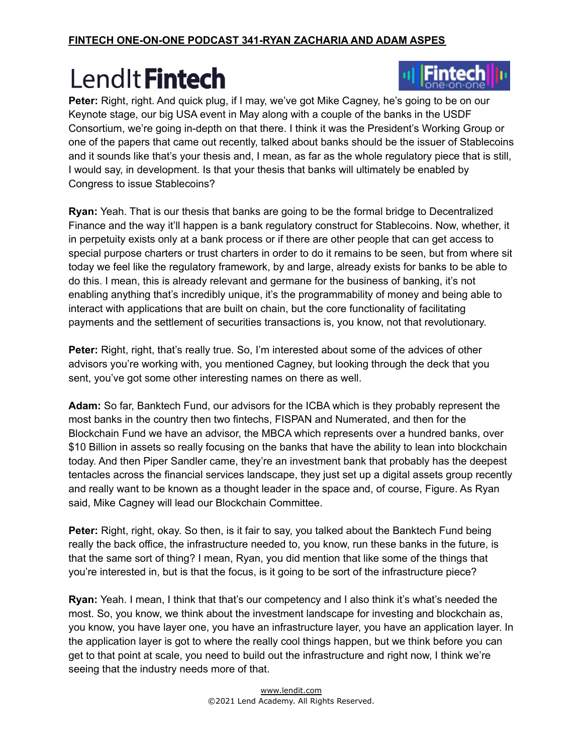**Peter:** Right, right. And quick plug, if I may, we've got Mike Cagney, he's going to be on our Keynote stage, our big USA event in May along with a couple of the banks in the USDF Consortium, we're going in-depth on that there. I think it was the President's Working Group or one of the papers that came out recently, talked about banks should be the issuer of Stablecoins and it sounds like that's your thesis and, I mean, as far as the whole regulatory piece that is still, I would say, in development. Is that your thesis that banks will ultimately be enabled by Congress to issue Stablecoins?

**Ryan:** Yeah. That is our thesis that banks are going to be the formal bridge to Decentralized Finance and the way it'll happen is a bank regulatory construct for Stablecoins. Now, whether, it in perpetuity exists only at a bank process or if there are other people that can get access to special purpose charters or trust charters in order to do it remains to be seen, but from where sit today we feel like the regulatory framework, by and large, already exists for banks to be able to do this. I mean, this is already relevant and germane for the business of banking, it's not enabling anything that's incredibly unique, it's the programmability of money and being able to interact with applications that are built on chain, but the core functionality of facilitating payments and the settlement of securities transactions is, you know, not that revolutionary.

**Peter:** Right, right, that's really true. So, I'm interested about some of the advices of other advisors you're working with, you mentioned Cagney, but looking through the deck that you sent, you've got some other interesting names on there as well.

**Adam:** So far, Banktech Fund, our advisors for the ICBA which is they probably represent the most banks in the country then two fintechs, FISPAN and Numerated, and then for the Blockchain Fund we have an advisor, the MBCA which represents over a hundred banks, over $10 Billion in assets so really focusing on the banks that have the ability to lean into blockchain today. And then Piper Sandler came, they're an investment bank that probably has the deepest tentacles across the financial services landscape, they just set up a digital assets group recently and really want to be known as a thought leader in the space and, of course, Figure. As Ryan said, Mike Cagney will lead our Blockchain Committee.

**Peter:** Right, right, okay. So then, is it fair to say, you talked about the Banktech Fund being really the back office, the infrastructure needed to, you know, run these banks in the future, is that the same sort of thing? I mean, Ryan, you did mention that like some of the things that you're interested in, but is that the focus, is it going to be sort of the infrastructure piece?

**Ryan:** Yeah. I mean, I think that that's our competency and I also think it's what's needed the most. So, you know, we think about the investment landscape for investing and blockchain as, you know, you have layer one, you have an infrastructure layer, you have an application layer. In the application layer is got to where the really cool things happen, but we think before you can get to that point at scale, you need to build out the infrastructure and right now, I think we're seeing that the industry needs more of that.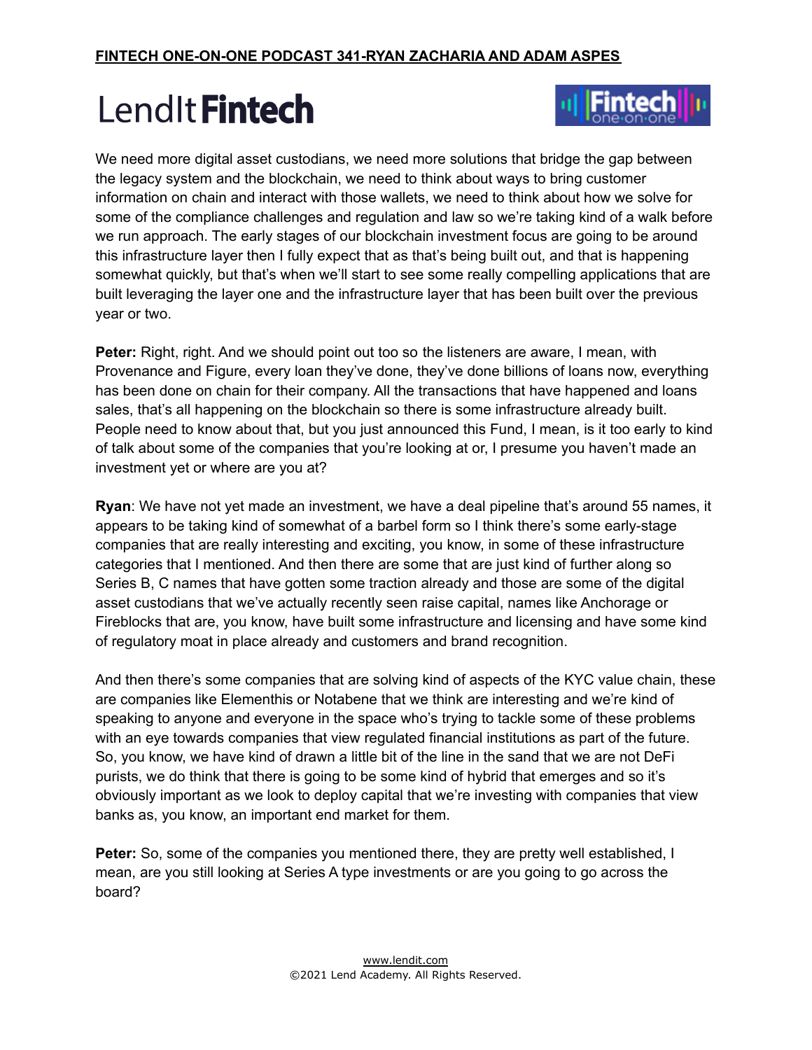We need more digital asset custodians, we need more solutions that bridge the gap between the legacy system and the blockchain, we need to think about ways to bring customer information on chain and interact with those wallets, we need to think about how we solve for some of the compliance challenges and regulation and law so we're taking kind of a walk before we run approach. The early stages of our blockchain investment focus are going to be around this infrastructure layer then I fully expect that as that's being built out, and that is happening somewhat quickly, but that's when we'll start to see some really compelling applications that are built leveraging the layer one and the infrastructure layer that has been built over the previous year or two.

**Peter:** Right, right. And we should point out too so the listeners are aware, I mean, with Provenance and Figure, every loan they've done, they've done billions of loans now, everything has been done on chain for their company. All the transactions that have happened and loans sales, that's all happening on the blockchain so there is some infrastructure already built. People need to know about that, but you just announced this Fund, I mean, is it too early to kind of talk about some of the companies that you're looking at or, I presume you haven't made an investment yet or where are you at?

**Ryan**: We have not yet made an investment, we have a deal pipeline that's around 55 names, it appears to be taking kind of somewhat of a barbel form so I think there's some early-stage companies that are really interesting and exciting, you know, in some of these infrastructure categories that I mentioned. And then there are some that are just kind of further along so Series B, C names that have gotten some traction already and those are some of the digital asset custodians that we've actually recently seen raise capital, names like Anchorage or Fireblocks that are, you know, have built some infrastructure and licensing and have some kind of regulatory moat in place already and customers and brand recognition.

And then there's some companies that are solving kind of aspects of the KYC value chain, these are companies like Elementhis or Notabene that we think are interesting and we're kind of speaking to anyone and everyone in the space who's trying to tackle some of these problems with an eye towards companies that view regulated financial institutions as part of the future. So, you know, we have kind of drawn a little bit of the line in the sand that we are not DeFi purists, we do think that there is going to be some kind of hybrid that emerges and so it's obviously important as we look to deploy capital that we're investing with companies that view banks as, you know, an important end market for them.

**Peter:** So, some of the companies you mentioned there, they are pretty well established, I mean, are you still looking at Series A type investments or are you going to go across the board?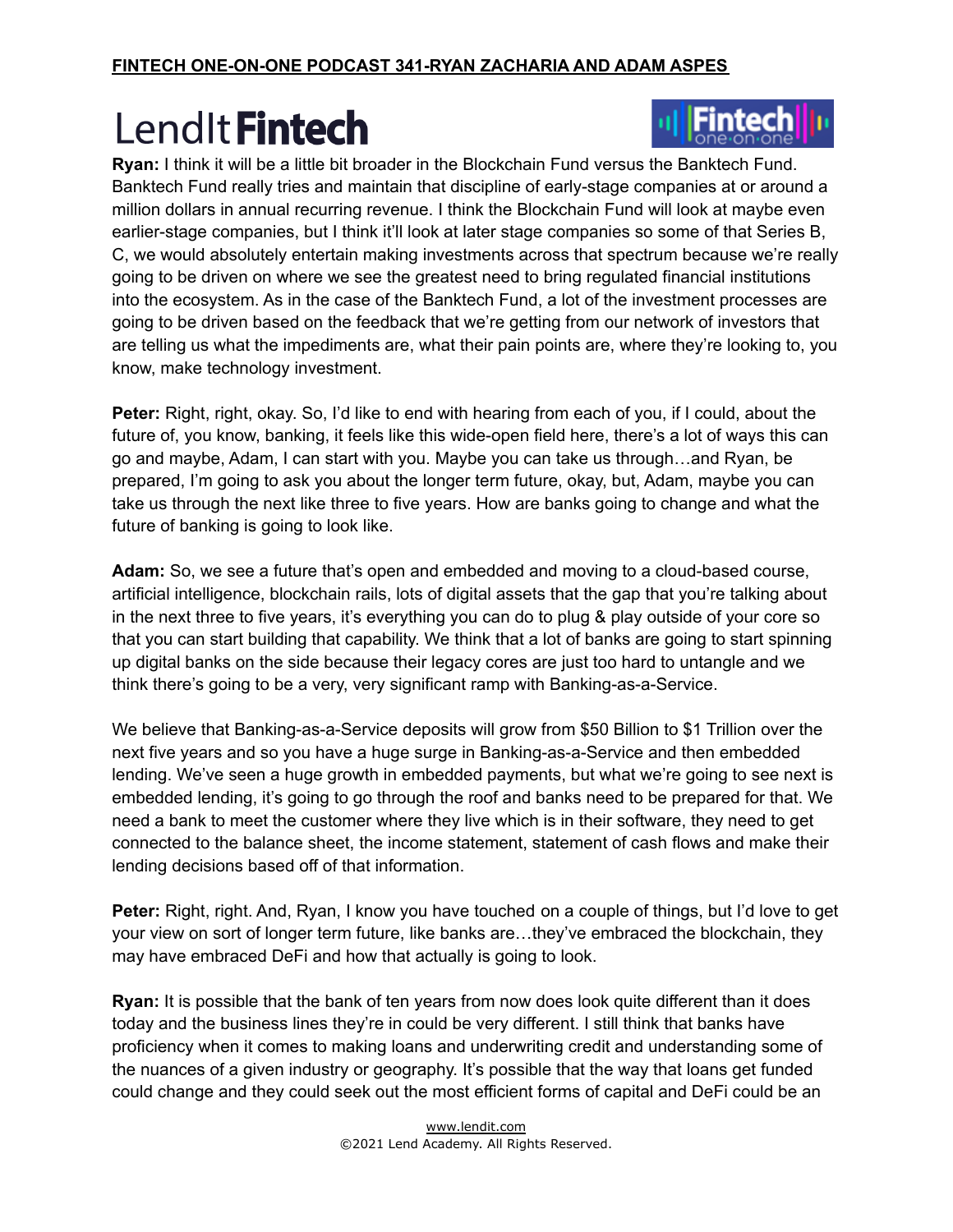**Ryan:** I think it will be a little bit broader in the Blockchain Fund versus the Banktech Fund. Banktech Fund really tries and maintain that discipline of early-stage companies at or around a million dollars in annual recurring revenue. I think the Blockchain Fund will look at maybe even earlier-stage companies, but I think it'll look at later stage companies so some of that Series B, C, we would absolutely entertain making investments across that spectrum because we're really going to be driven on where we see the greatest need to bring regulated financial institutions into the ecosystem. As in the case of the Banktech Fund, a lot of the investment processes are going to be driven based on the feedback that we're getting from our network of investors that are telling us what the impediments are, what their pain points are, where they're looking to, you know, make technology investment.

**Peter:** Right, right, okay. So, I'd like to end with hearing from each of you, if I could, about the future of, you know, banking, it feels like this wide-open field here, there's a lot of ways this can go and maybe, Adam, I can start with you. Maybe you can take us through…and Ryan, be prepared, I'm going to ask you about the longer term future, okay, but, Adam, maybe you can take us through the next like three to five years. How are banks going to change and what the future of banking is going to look like.

**Adam:** So, we see a future that's open and embedded and moving to a cloud-based course, artificial intelligence, blockchain rails, lots of digital assets that the gap that you're talking about in the next three to five years, it's everything you can do to plug & play outside of your core so that you can start building that capability. We think that a lot of banks are going to start spinning up digital banks on the side because their legacy cores are just too hard to untangle and we think there's going to be a very, very significant ramp with Banking-as-a-Service.

We believe that Banking-as-a-Service deposits will grow from $50 Billion to $1 Trillion over the next five years and so you have a huge surge in Banking-as-a-Service and then embedded lending. We've seen a huge growth in embedded payments, but what we're going to see next is embedded lending, it's going to go through the roof and banks need to be prepared for that. We need a bank to meet the customer where they live which is in their software, they need to get connected to the balance sheet, the income statement, statement of cash flows and make their lending decisions based off of that information.

**Peter:** Right, right. And, Ryan, I know you have touched on a couple of things, but I'd love to get your view on sort of longer term future, like banks are…they've embraced the blockchain, they may have embraced DeFi and how that actually is going to look.

**Ryan:** It is possible that the bank of ten years from now does look quite different than it does today and the business lines they're in could be very different. I still think that banks have proficiency when it comes to making loans and underwriting credit and understanding some of the nuances of a given industry or geography. It's possible that the way that loans get funded could change and they could seek out the most efficient forms of capital and DeFi could be an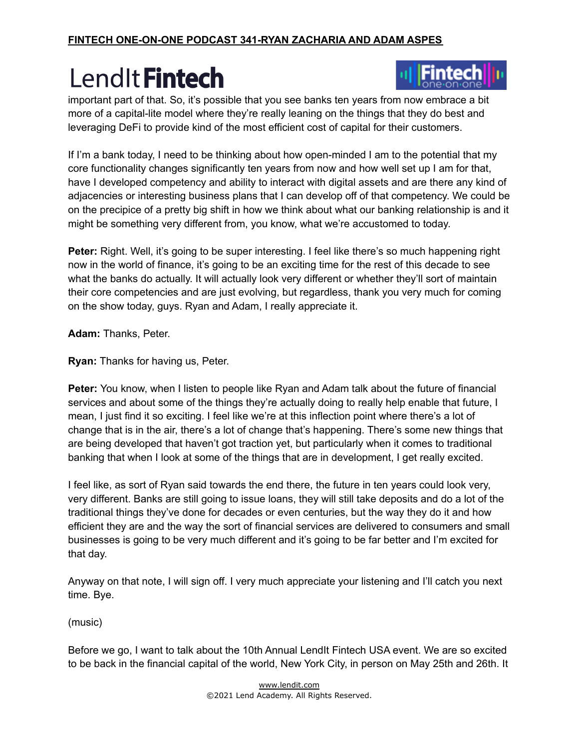important part of that. So, it's possible that you see banks ten years from now embrace a bit more of a capital-lite model where they're really leaning on the things that they do best and leveraging DeFi to provide kind of the most efficient cost of capital for their customers.

If I'm a bank today, I need to be thinking about how open-minded I am to the potential that my core functionality changes significantly ten years from now and how well set up I am for that, have I developed competency and ability to interact with digital assets and are there any kind of adjacencies or interesting business plans that I can develop off of that competency. We could be on the precipice of a pretty big shift in how we think about what our banking relationship is and it might be something very different from, you know, what we're accustomed to today.

**Peter:** Right. Well, it's going to be super interesting. I feel like there's so much happening right now in the world of finance, it's going to be an exciting time for the rest of this decade to see what the banks do actually. It will actually look very different or whether they'll sort of maintain their core competencies and are just evolving, but regardless, thank you very much for coming on the show today, guys. Ryan and Adam, I really appreciate it.

**Adam:** Thanks, Peter.

**Ryan:** Thanks for having us, Peter.

**Peter:** You know, when I listen to people like Ryan and Adam talk about the future of financial services and about some of the things they're actually doing to really help enable that future, I mean, I just find it so exciting. I feel like we're at this inflection point where there's a lot of change that is in the air, there's a lot of change that's happening. There's some new things that are being developed that haven't got traction yet, but particularly when it comes to traditional banking that when I look at some of the things that are in development, I get really excited.

I feel like, as sort of Ryan said towards the end there, the future in ten years could look very, very different. Banks are still going to issue loans, they will still take deposits and do a lot of the traditional things they've done for decades or even centuries, but the way they do it and how efficient they are and the way the sort of financial services are delivered to consumers and small businesses is going to be very much different and it's going to be far better and I'm excited for that day.

Anyway on that note, I will sign off. I very much appreciate your listening and I'll catch you next time. Bye.

(music)

Before we go, I want to talk about the 10th Annual LendIt Fintech USA event. We are so excited to be back in the financial capital of the world, New York City, in person on May 25th and 26th. It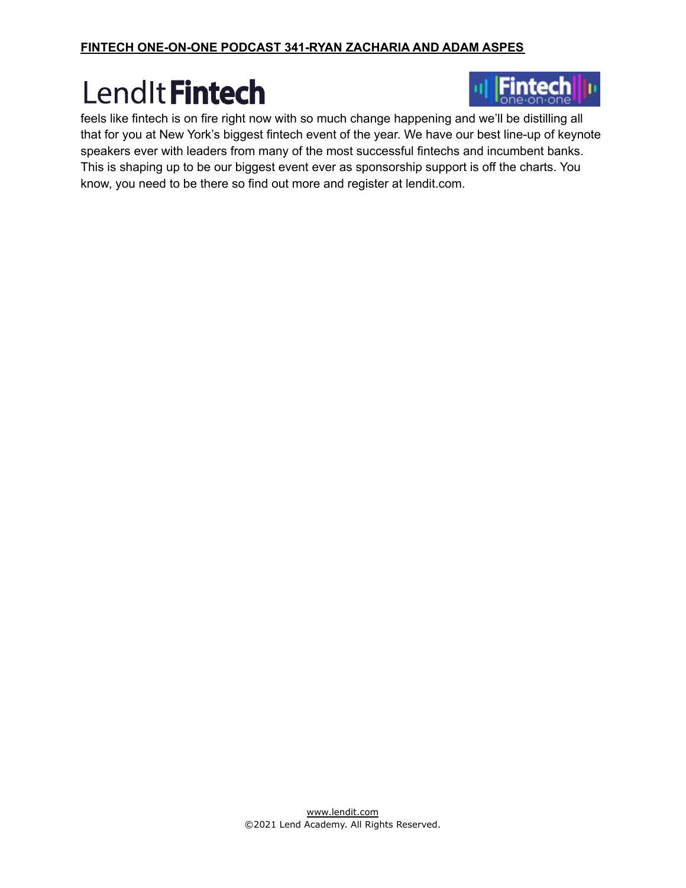feels like fintech is on fire right now with so much change happening and we'll be distilling all that for you at New York's biggest fintech event of the year. We have our best line-up of keynote speakers ever with leaders from many of the most successful fintechs and incumbent banks. This is shaping up to be our biggest event ever as sponsorship support is off the charts. You know, you need to be there so find out more and register at lendit.com.